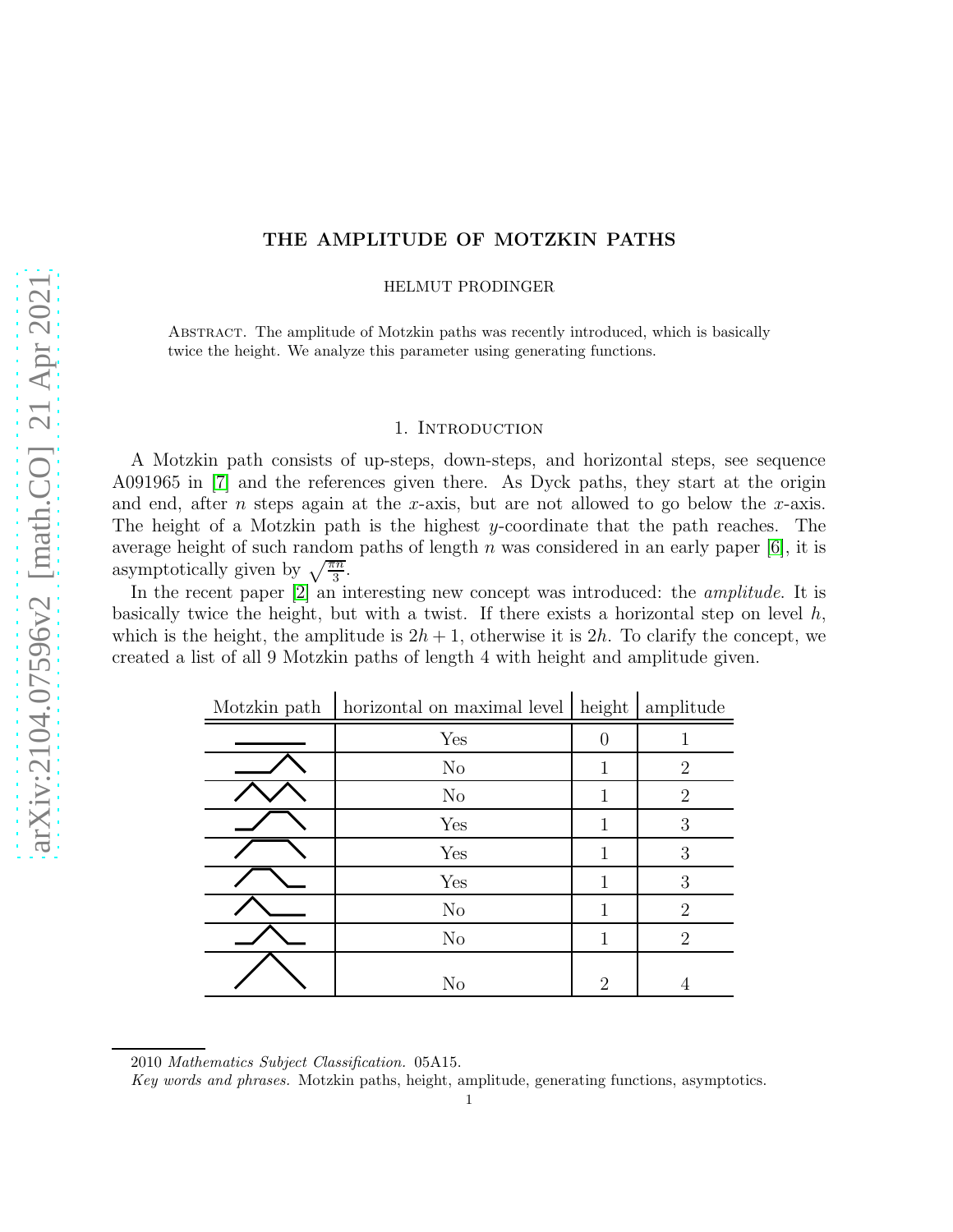# THE AMPLITUDE OF MOTZKIN PATHS

HELMUT PRODINGER

Abstract. The amplitude of Motzkin paths was recently introduced, which is basically twice the height. We analyze this parameter using generating functions.

## 1. Introduction

A Motzkin path consists of up-steps, down-steps, and horizontal steps, see sequence A091965 in [7] and the references given there. As Dyck paths, they start at the origin and end, after $n$ steps again at the $x$-axis, but are not allowed to go below the $x$-axis. The height of a Motzkin path is the highest $y$-coordinate that the path reaches. The average height of such random paths of length $n$ was considered in an early paper [6], it is asymptotically given by $\sqrt{\frac{\pi n}{3}}$.

In the recent paper [2] an interesting new concept was introduced: the *amplitude*. It is basically twice the height, but with a twist. If there exists a horizontal step on level $h$, which is the height, the amplitude is $2h+1$, otherwise it is $2h$. To clarify the concept, we created a list of all 9 Motzkin paths of length 4 with height and amplitude given.

| Motzkin path | horizontal on maximal level | height | amplitude |
|---|---|---|---|
| (path 1) | Yes | 0 | 1 |
| (path 2) | No | 1 | 2 |
| (path 3) | No | 1 | 2 |
| (path 4) | Yes | 1 | 3 |
| (path 5) | Yes | 1 | 3 |
| (path 6) | Yes | 1 | 3 |
| (path 7) | No | 1 | 2 |
| (path 8) | No | 1 | 2 |
| (path 9) | No | 2 | 4 |

2010 *Mathematics Subject Classification.* 05A15.

*Key words and phrases.* Motzkin paths, height, amplitude, generating functions, asymptotics.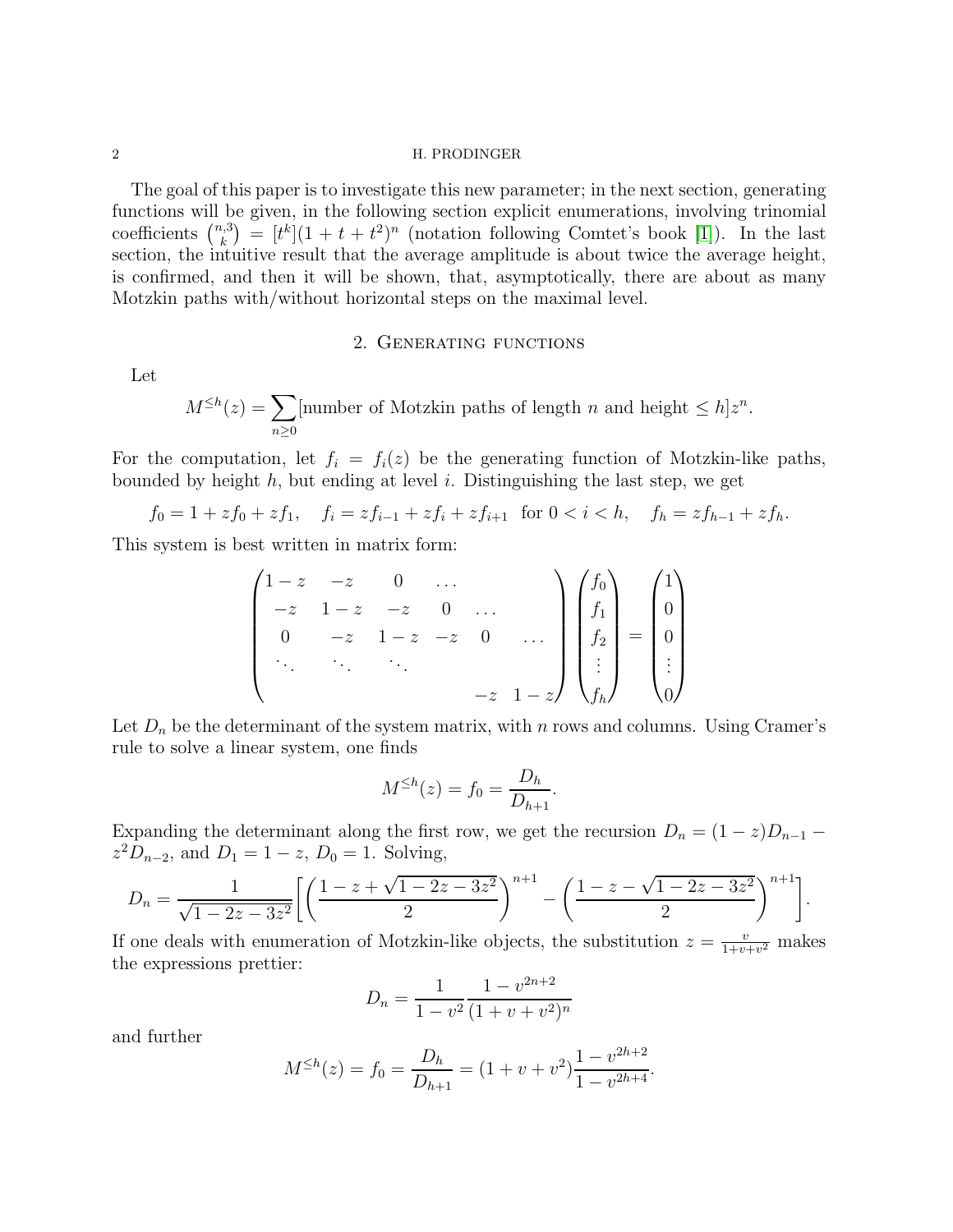The goal of this paper is to investigate this new parameter; in the next section, generating functions will be given, in the following section explicit enumerations, involving trinomial coefficients $\binom{n,3}{k} = [t^k](1+t+t^2)^n$ (notation following Comtet's book [1]). In the last section, the intuitive result that the average amplitude is about twice the average height, is confirmed, and then it will be shown, that, asymptotically, there are about as many Motzkin paths with/without horizontal steps on the maximal level.

## 2. Generating functions

Let

$$M^{\le h}(z) = \sum_{n\ge 0} [\text{number of Motzkin paths of length } n \text{ and height} \le h] z^n.$$

For the computation, let $f_i = f_i(z)$ be the generating function of Motzkin-like paths, bounded by height $h$, but ending at level $i$. Distinguishing the last step, we get

$$f_0 = 1 + zf_0 + zf_1, \quad f_i = zf_{i-1} + zf_i + zf_{i+1} \;\text{ for } 0 < i < h, \quad f_h = zf_{h-1} + zf_h.$$

This system is best written in matrix form:

$$\begin{pmatrix} 1-z & -z & 0 & \dots & & \\ -z & 1-z & -z & 0 & \dots & \\ 0 & -z & 1-z & -z & 0 & \dots \\ \ddots & \ddots & \ddots & & & \\ & & & & -z & 1-z \end{pmatrix} \begin{pmatrix} f_0 \\ f_1 \\ f_2 \\ \vdots \\ f_h \end{pmatrix} = \begin{pmatrix} 1 \\ 0 \\ 0 \\ \vdots \\ 0 \end{pmatrix}$$

Let $D_n$ be the determinant of the system matrix, with $n$ rows and columns. Using Cramer's rule to solve a linear system, one finds

$$M^{\le h}(z) = f_0 = \frac{D_h}{D_{h+1}}.$$

Expanding the determinant along the first row, we get the recursion $D_n = (1-z)D_{n-1} - z^2 D_{n-2}$, and $D_1 = 1-z$, $D_0 = 1$. Solving,

$$D_n = \frac{1}{\sqrt{1-2z-3z^2}}\left[\left(\frac{1-z+\sqrt{1-2z-3z^2}}{2}\right)^{n+1} - \left(\frac{1-z-\sqrt{1-2z-3z^2}}{2}\right)^{n+1}\right].$$

If one deals with enumeration of Motzkin-like objects, the substitution $z = \frac{v}{1+v+v^2}$ makes the expressions prettier:

$$D_n = \frac{1}{1-v^2}\frac{1-v^{2n+2}}{(1+v+v^2)^n}$$

and further

$$M^{\le h}(z) = f_0 = \frac{D_h}{D_{h+1}} = (1+v+v^2)\frac{1-v^{2h+2}}{1-v^{2h+4}}.$$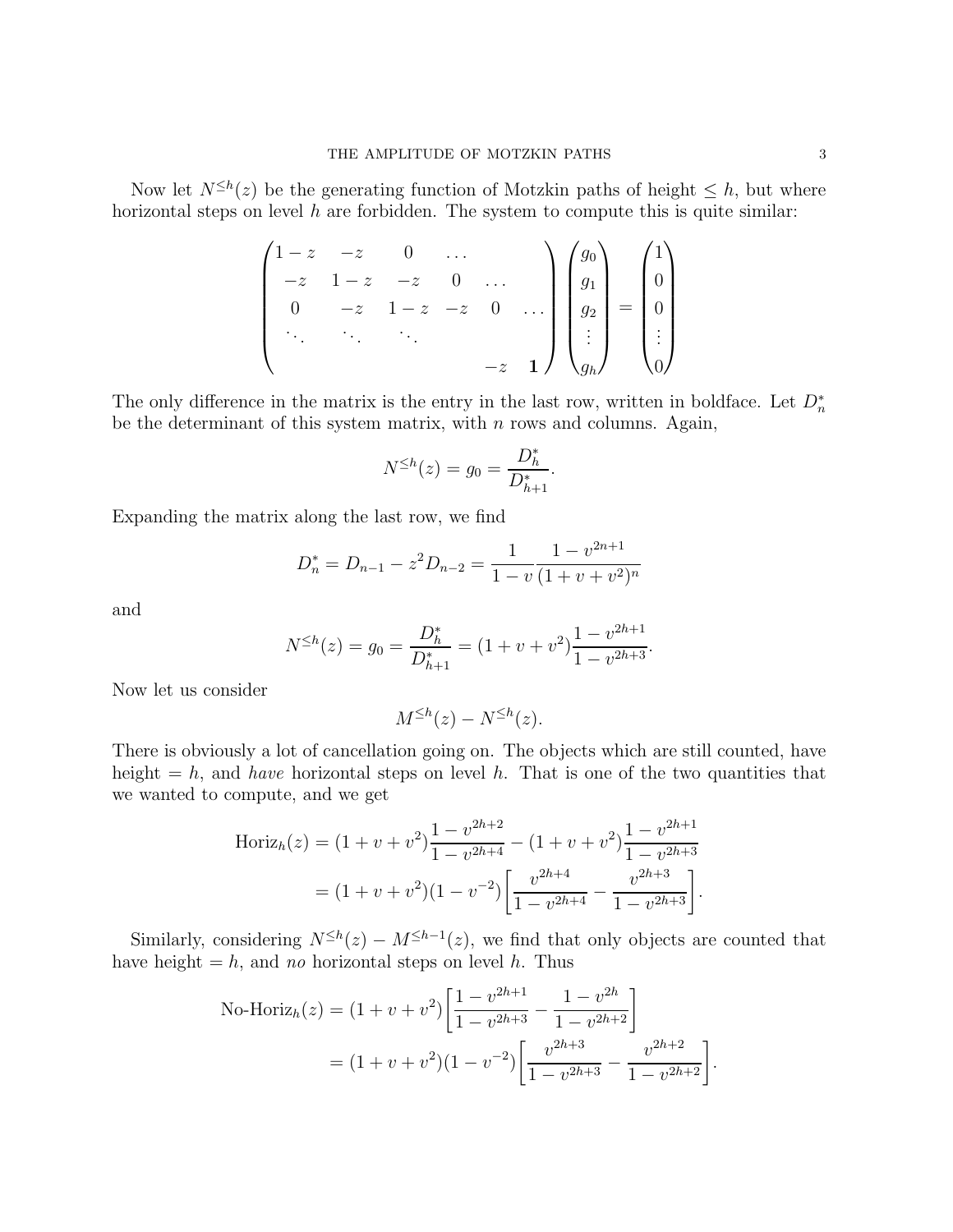Now let $N^{\le h}(z)$ be the generating function of Motzkin paths of height $\le h$, but where horizontal steps on level $h$ are forbidden. The system to compute this is quite similar:

$$\begin{pmatrix} 1-z & -z & 0 & \dots & & \\ -z & 1-z & -z & 0 & \dots & \\ 0 & -z & 1-z & -z & 0 & \dots \\ \ddots & \ddots & \ddots & & & \\ & & & & -z & \mathbf{1} \end{pmatrix} \begin{pmatrix} g_0 \\ g_1 \\ g_2 \\ \vdots \\ g_h \end{pmatrix} = \begin{pmatrix} 1 \\ 0 \\ 0 \\ \vdots \\ 0 \end{pmatrix}$$

The only difference in the matrix is the entry in the last row, written in boldface. Let $D_n^*$ be the determinant of this system matrix, with $n$ rows and columns. Again,

$$N^{\le h}(z) = g_0 = \frac{D_h^*}{D_{h+1}^*}.$$

Expanding the matrix along the last row, we find

$$D_n^* = D_{n-1} - z^2 D_{n-2} = \frac{1}{1-v} \frac{1-v^{2n+1}}{(1+v+v^2)^n}$$

and

$$N^{\le h}(z) = g_0 = \frac{D_h^*}{D_{h+1}^*} = (1+v+v^2)\frac{1-v^{2h+1}}{1-v^{2h+3}}.$$

Now let us consider

$$M^{\le h}(z) - N^{\le h}(z).$$

There is obviously a lot of cancellation going on. The objects which are still counted, have height $= h$, and *have* horizontal steps on level $h$. That is one of the two quantities that we wanted to compute, and we get

$$\begin{aligned} \text{Horiz}_h(z) &= (1+v+v^2)\frac{1-v^{2h+2}}{1-v^{2h+4}} - (1+v+v^2)\frac{1-v^{2h+1}}{1-v^{2h+3}} \\ &= (1+v+v^2)(1-v^{-2})\left[\frac{v^{2h+4}}{1-v^{2h+4}} - \frac{v^{2h+3}}{1-v^{2h+3}}\right]. \end{aligned}$$

Similarly, considering $N^{\le h}(z) - M^{\le h-1}(z)$, we find that only objects are counted that have height $= h$, and *no* horizontal steps on level $h$. Thus

$$\begin{aligned} \text{No-Horiz}_h(z) &= (1+v+v^2)\left[\frac{1-v^{2h+1}}{1-v^{2h+3}} - \frac{1-v^{2h}}{1-v^{2h+2}}\right] \\ &= (1+v+v^2)(1-v^{-2})\left[\frac{v^{2h+3}}{1-v^{2h+3}} - \frac{v^{2h+2}}{1-v^{2h+2}}\right]. \end{aligned}$$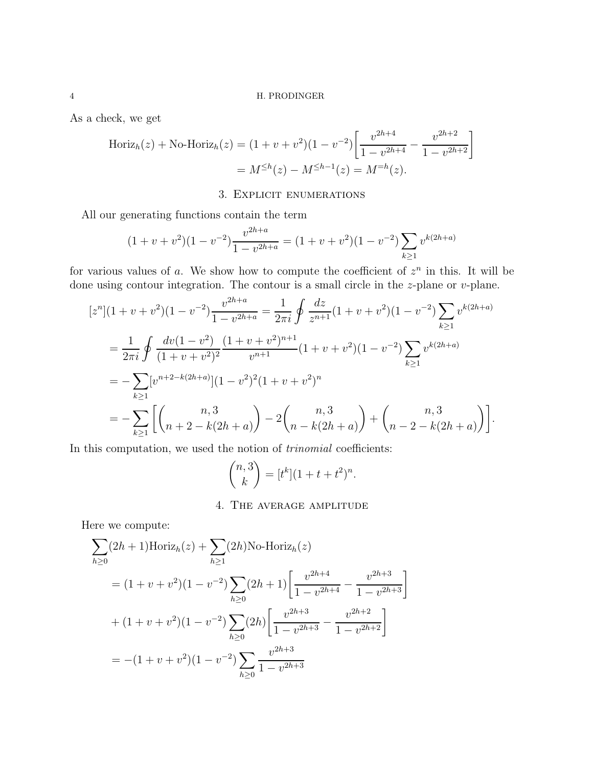As a check, we get

$$\begin{aligned}
\text{Horiz}_h(z) + \text{No-Horiz}_h(z) &= (1+v+v^2)(1-v^{-2})\left[\frac{v^{2h+4}}{1-v^{2h+4}} - \frac{v^{2h+2}}{1-v^{2h+2}}\right] \\
&= M^{\le h}(z) - M^{\le h-1}(z) = M^{=h}(z).
\end{aligned}$$

## 3. Explicit enumerations

All our generating functions contain the term

$$(1+v+v^2)(1-v^{-2})\frac{v^{2h+a}}{1-v^{2h+a}} = (1+v+v^2)(1-v^{-2})\sum_{k\ge1} v^{k(2h+a)}$$

for various values of $a$. We show how to compute the coefficient of $z^n$ in this. It will be done using contour integration. The contour is a small circle in the $z$-plane or $v$-plane.

$$\begin{aligned}
[z^n](1+v+v^2)(1-v^{-2})\frac{v^{2h+a}}{1-v^{2h+a}} &= \frac{1}{2\pi i}\oint \frac{dz}{z^{n+1}}(1+v+v^2)(1-v^{-2})\sum_{k\ge1} v^{k(2h+a)} \\
&= \frac{1}{2\pi i}\oint \frac{dv(1-v^2)}{(1+v+v^2)^2}\frac{(1+v+v^2)^{n+1}}{v^{n+1}}(1+v+v^2)(1-v^{-2})\sum_{k\ge1} v^{k(2h+a)} \\
&= -\sum_{k\ge1}[v^{n+2-k(2h+a)}](1-v^2)^2(1+v+v^2)^n \\
&= -\sum_{k\ge1}\left[\binom{n,3}{n+2-k(2h+a)} - 2\binom{n,3}{n-k(2h+a)} + \binom{n,3}{n-2-k(2h+a)}\right].
\end{aligned}$$

In this computation, we used the notion of *trinomial* coefficients:

$$\binom{n,3}{k} = [t^k](1+t+t^2)^n.$$

## 4. The average amplitude

Here we compute:

$$\begin{aligned}
&\sum_{h\ge0}(2h+1)\text{Horiz}_h(z) + \sum_{h\ge1}(2h)\text{No-Horiz}_h(z) \\
&\quad= (1+v+v^2)(1-v^{-2})\sum_{h\ge0}(2h+1)\left[\frac{v^{2h+4}}{1-v^{2h+4}} - \frac{v^{2h+3}}{1-v^{2h+3}}\right] \\
&\quad+ (1+v+v^2)(1-v^{-2})\sum_{h\ge0}(2h)\left[\frac{v^{2h+3}}{1-v^{2h+3}} - \frac{v^{2h+2}}{1-v^{2h+2}}\right] \\
&\quad= -(1+v+v^2)(1-v^{-2})\sum_{h\ge0}\frac{v^{2h+3}}{1-v^{2h+3}}
\end{aligned}$$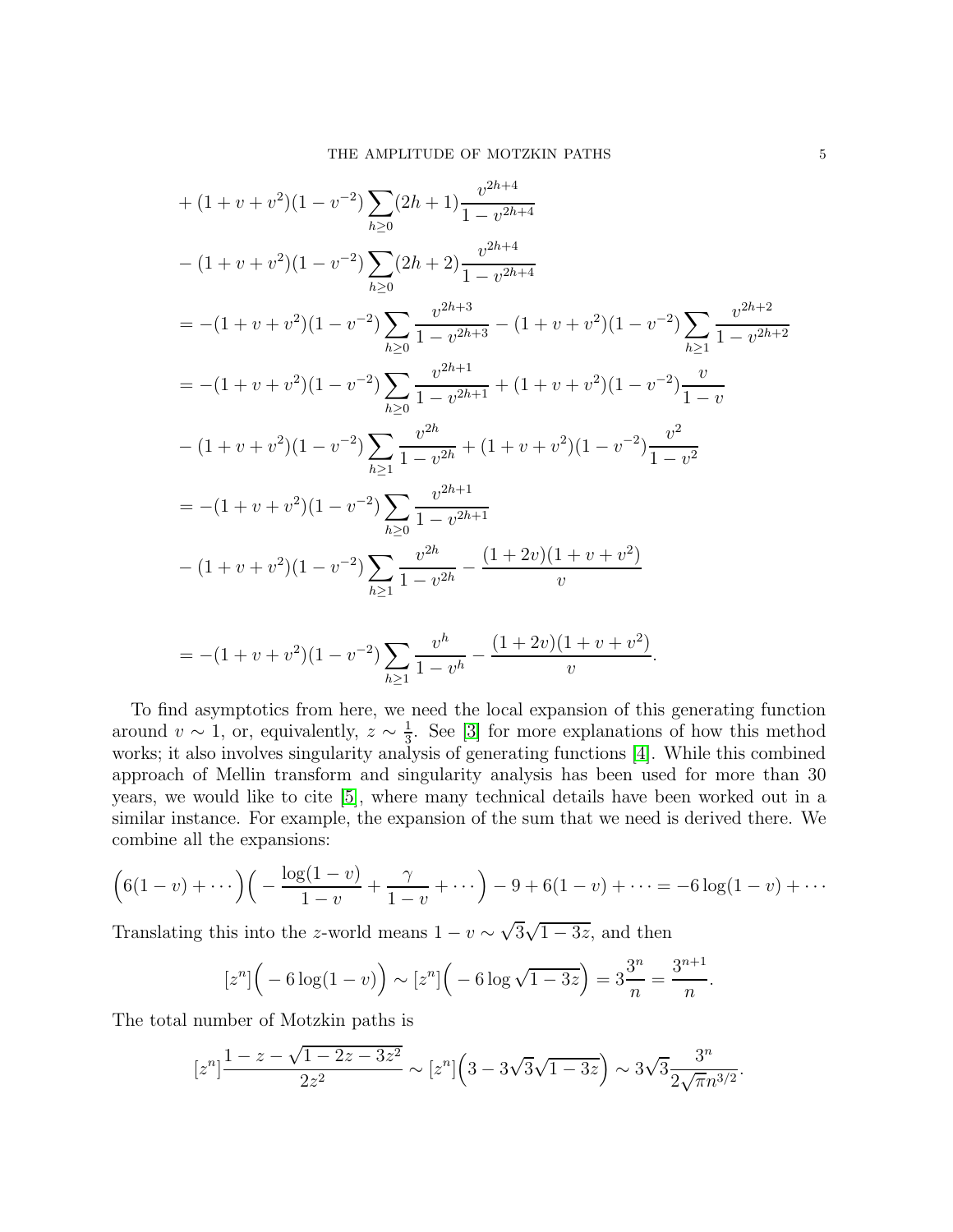$$
\begin{aligned}
&+(1+v+v^2)(1-v^{-2})\sum_{h\ge 0}(2h+1)\frac{v^{2h+4}}{1-v^{2h+4}}\\
&-(1+v+v^2)(1-v^{-2})\sum_{h\ge 0}(2h+2)\frac{v^{2h+4}}{1-v^{2h+4}}\\
&=-(1+v+v^2)(1-v^{-2})\sum_{h\ge 0}\frac{v^{2h+3}}{1-v^{2h+3}}-(1+v+v^2)(1-v^{-2})\sum_{h\ge 1}\frac{v^{2h+2}}{1-v^{2h+2}}\\
&=-(1+v+v^2)(1-v^{-2})\sum_{h\ge 0}\frac{v^{2h+1}}{1-v^{2h+1}}+(1+v+v^2)(1-v^{-2})\frac{v}{1-v}\\
&-(1+v+v^2)(1-v^{-2})\sum_{h\ge 1}\frac{v^{2h}}{1-v^{2h}}+(1+v+v^2)(1-v^{-2})\frac{v^2}{1-v^2}\\
&=-(1+v+v^2)(1-v^{-2})\sum_{h\ge 0}\frac{v^{2h+1}}{1-v^{2h+1}}\\
&-(1+v+v^2)(1-v^{-2})\sum_{h\ge 1}\frac{v^{2h}}{1-v^{2h}}-\frac{(1+2v)(1+v+v^2)}{v}\\
&=-(1+v+v^2)(1-v^{-2})\sum_{h\ge 1}\frac{v^{h}}{1-v^{h}}-\frac{(1+2v)(1+v+v^2)}{v}.
\end{aligned}
$$

To find asymptotics from here, we need the local expansion of this generating function around $v\sim 1$, or, equivalently, $z\sim \frac{1}{3}$. See [3] for more explanations of how this method works; it also involves singularity analysis of generating functions [4]. While this combined approach of Mellin transform and singularity analysis has been used for more than 30 years, we would like to cite [5], where many technical details have been worked out in a similar instance. For example, the expansion of the sum that we need is derived there. We combine all the expansions:

$$
\Big(6(1-v)+\cdots\Big)\Big(-\frac{\log(1-v)}{1-v}+\frac{\gamma}{1-v}+\cdots\Big)-9+6(1-v)+\cdots=-6\log(1-v)+\cdots
$$

Translating this into the $z$-world means $1-v\sim\sqrt{3}\sqrt{1-3z}$, and then

$$
[z^n]\Big(-6\log(1-v)\Big)\sim[z^n]\Big(-6\log\sqrt{1-3z}\Big)=3\frac{3^n}{n}=\frac{3^{n+1}}{n}.
$$

The total number of Motzkin paths is

$$
[z^n]\frac{1-z-\sqrt{1-2z-3z^2}}{2z^2}\sim[z^n]\Big(3-3\sqrt{3}\sqrt{1-3z}\Big)\sim 3\sqrt{3}\frac{3^n}{2\sqrt{\pi}n^{3/2}}.
$$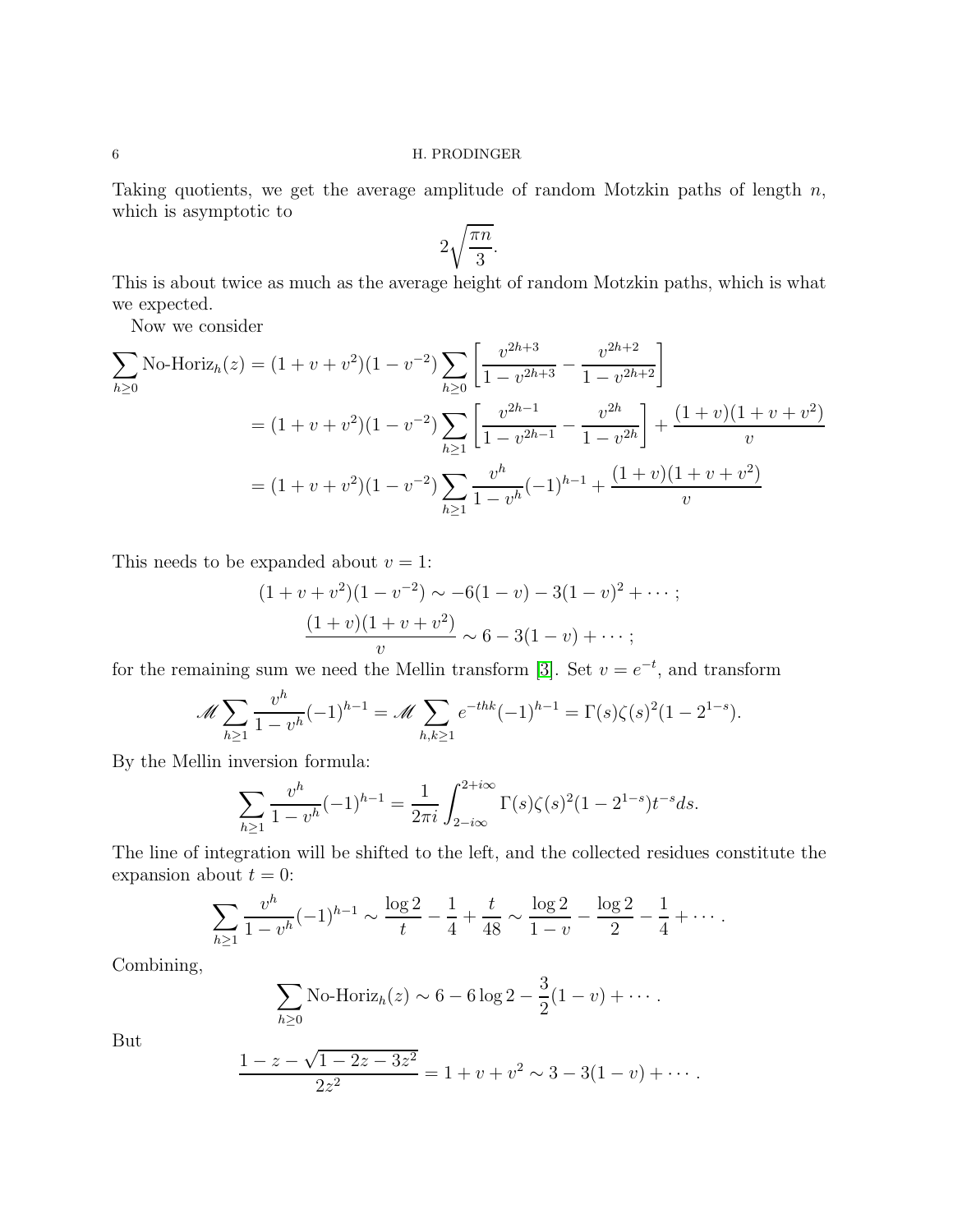Taking quotients, we get the average amplitude of random Motzkin paths of length $n$, which is asymptotic to

$$2\sqrt{\frac{\pi n}{3}}.$$

This is about twice as much as the average height of random Motzkin paths, which is what we expected.

Now we consider

$$\begin{aligned}
\sum_{h\ge 0}\text{No-Horiz}_h(z) &= (1+v+v^2)(1-v^{-2})\sum_{h\ge 0}\left[\frac{v^{2h+3}}{1-v^{2h+3}}-\frac{v^{2h+2}}{1-v^{2h+2}}\right]\\
&= (1+v+v^2)(1-v^{-2})\sum_{h\ge 1}\left[\frac{v^{2h-1}}{1-v^{2h-1}}-\frac{v^{2h}}{1-v^{2h}}\right]+\frac{(1+v)(1+v+v^2)}{v}\\
&= (1+v+v^2)(1-v^{-2})\sum_{h\ge 1}\frac{v^h}{1-v^h}(-1)^{h-1}+\frac{(1+v)(1+v+v^2)}{v}
\end{aligned}$$

This needs to be expanded about $v=1$:

$$(1+v+v^2)(1-v^{-2}) \sim -6(1-v)-3(1-v)^2+\cdots;$$

$$\frac{(1+v)(1+v+v^2)}{v}\sim 6-3(1-v)+\cdots;$$

for the remaining sum we need the Mellin transform [3]. Set $v=e^{-t}$, and transform

$$\mathscr{M}\sum_{h\ge 1}\frac{v^h}{1-v^h}(-1)^{h-1}=\mathscr{M}\sum_{h,k\ge 1}e^{-thk}(-1)^{h-1}=\Gamma(s)\zeta(s)^2(1-2^{1-s}).$$

By the Mellin inversion formula:

$$\sum_{h\ge 1}\frac{v^h}{1-v^h}(-1)^{h-1}=\frac{1}{2\pi i}\int_{2-i\infty}^{2+i\infty}\Gamma(s)\zeta(s)^2(1-2^{1-s})t^{-s}ds.$$

The line of integration will be shifted to the left, and the collected residues constitute the expansion about $t=0$:

$$\sum_{h\ge 1}\frac{v^h}{1-v^h}(-1)^{h-1}\sim\frac{\log 2}{t}-\frac14+\frac{t}{48}\sim\frac{\log 2}{1-v}-\frac{\log 2}{2}-\frac14+\cdots.$$

Combining,

$$\sum_{h\ge 0}\text{No-Horiz}_h(z)\sim 6-6\log 2-\frac32(1-v)+\cdots.$$

But

$$\frac{1-z-\sqrt{1-2z-3z^2}}{2z^2}=1+v+v^2\sim 3-3(1-v)+\cdots.$$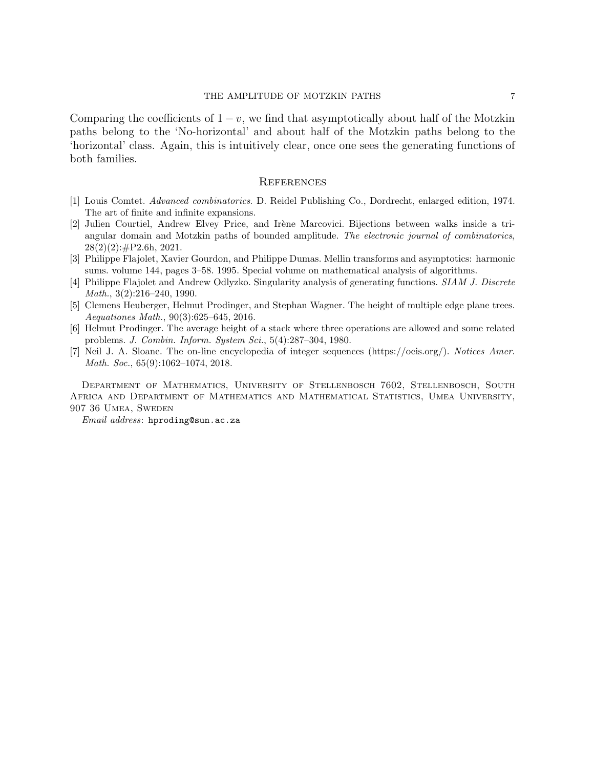Comparing the coefficients of $1-v$, we find that asymptotically about half of the Motzkin paths belong to the 'No-horizontal' and about half of the Motzkin paths belong to the 'horizontal' class. Again, this is intuitively clear, once one sees the generating functions of both families.

## References

[1] Louis Comtet. *Advanced combinatorics*. D. Reidel Publishing Co., Dordrecht, enlarged edition, 1974. The art of finite and infinite expansions.

[2] Julien Courtiel, Andrew Elvey Price, and Irène Marcovici. Bijections between walks inside a triangular domain and Motzkin paths of bounded amplitude. *The electronic journal of combinatorics*, 28(2)(2):#P2.6h, 2021.

[3] Philippe Flajolet, Xavier Gourdon, and Philippe Dumas. Mellin transforms and asymptotics: harmonic sums. volume 144, pages 3–58. 1995. Special volume on mathematical analysis of algorithms.

[4] Philippe Flajolet and Andrew Odlyzko. Singularity analysis of generating functions. *SIAM J. Discrete Math.*, 3(2):216–240, 1990.

[5] Clemens Heuberger, Helmut Prodinger, and Stephan Wagner. The height of multiple edge plane trees. *Aequationes Math.*, 90(3):625–645, 2016.

[6] Helmut Prodinger. The average height of a stack where three operations are allowed and some related problems. *J. Combin. Inform. System Sci.*, 5(4):287–304, 1980.

[7] Neil J. A. Sloane. The on-line encyclopedia of integer sequences (https://oeis.org/). *Notices Amer. Math. Soc.*, 65(9):1062–1074, 2018.

Department of Mathematics, University of Stellenbosch 7602, Stellenbosch, South Africa and Department of Mathematics and Mathematical Statistics, Umea University, 907 36 Umea, Sweden

*Email address*: hproding@sun.ac.za